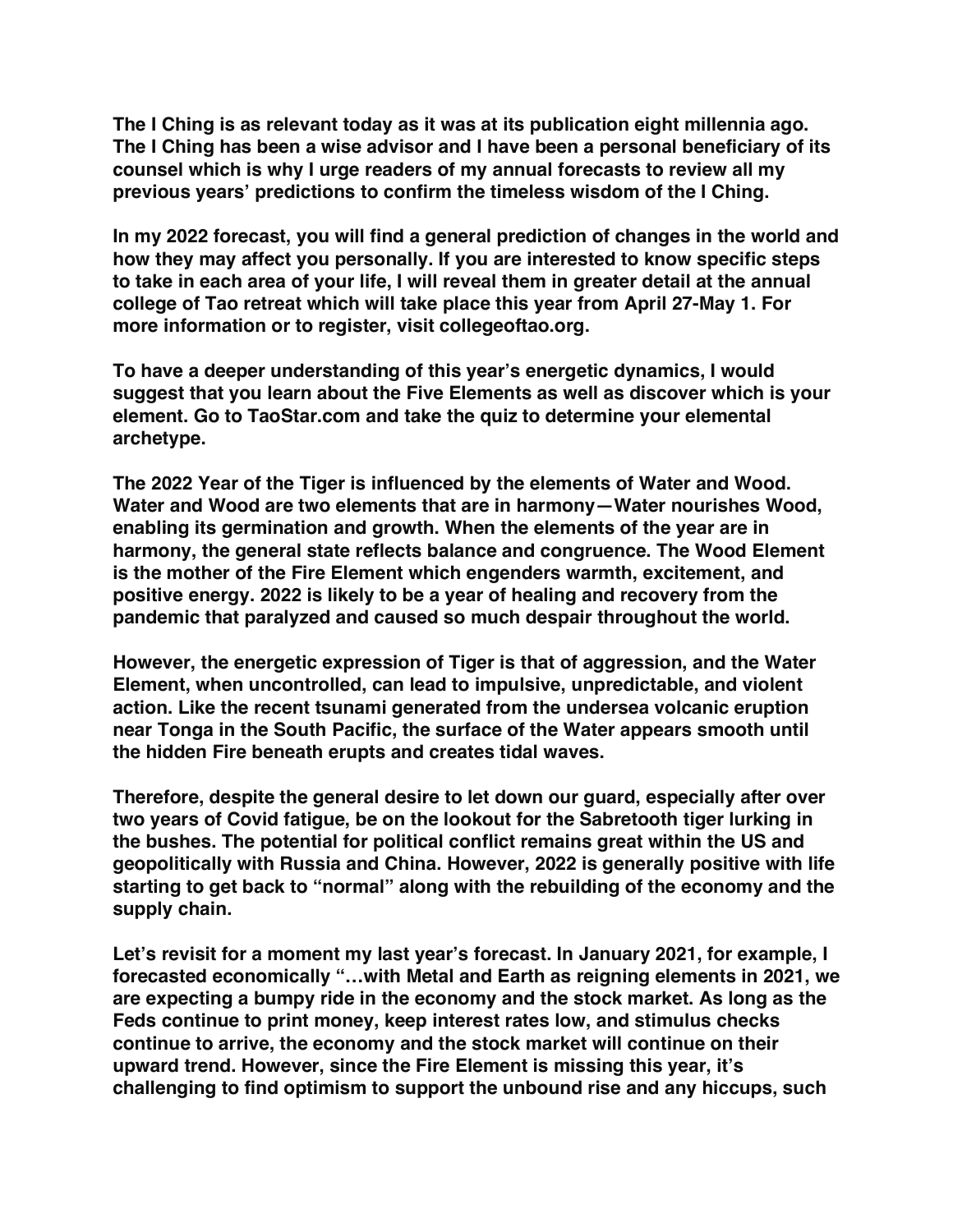**The I Ching is as relevant today as it was at its publication eight millennia ago. The I Ching has been a wise advisor and I have been a personal beneficiary of its counsel which is why I urge readers of my annual forecasts to review all my previous years' predictions to confirm the timeless wisdom of the I Ching.**

**In my 2022 forecast, you will find a general prediction of changes in the world and how they may affect you personally. If you are interested to know specific steps to take in each area of your life, I will reveal them in greater detail at the annual college of Tao retreat which will take place this year from April 27-May 1. For more information or to register, visit collegeoftao.org.**

**To have a deeper understanding of this year's energetic dynamics, I would suggest that you learn about the Five Elements as well as discover which is your element. Go to TaoStar.com and take the quiz to determine your elemental archetype.**

**The 2022 Year of the Tiger is influenced by the elements of Water and Wood. Water and Wood are two elements that are in harmony—Water nourishes Wood, enabling its germination and growth. When the elements of the year are in harmony, the general state reflects balance and congruence. The Wood Element is the mother of the Fire Element which engenders warmth, excitement, and positive energy. 2022 is likely to be a year of healing and recovery from the pandemic that paralyzed and caused so much despair throughout the world.**

**However, the energetic expression of Tiger is that of aggression, and the Water Element, when uncontrolled, can lead to impulsive, unpredictable, and violent action. Like the recent tsunami generated from the undersea volcanic eruption near Tonga in the South Pacific, the surface of the Water appears smooth until the hidden Fire beneath erupts and creates tidal waves.**

**Therefore, despite the general desire to let down our guard, especially after over two years of Covid fatigue, be on the lookout for the Sabretooth tiger lurking in the bushes. The potential for political conflict remains great within the US and geopolitically with Russia and China. However, 2022 is generally positive with life starting to get back to "normal" along with the rebuilding of the economy and the supply chain.**

**Let's revisit for a moment my last year's forecast. In January 2021, for example, I forecasted economically "…with Metal and Earth as reigning elements in 2021, we are expecting a bumpy ride in the economy and the stock market. As long as the Feds continue to print money, keep interest rates low, and stimulus checks continue to arrive, the economy and the stock market will continue on their upward trend. However, since the Fire Element is missing this year, it's challenging to find optimism to support the unbound rise and any hiccups, such**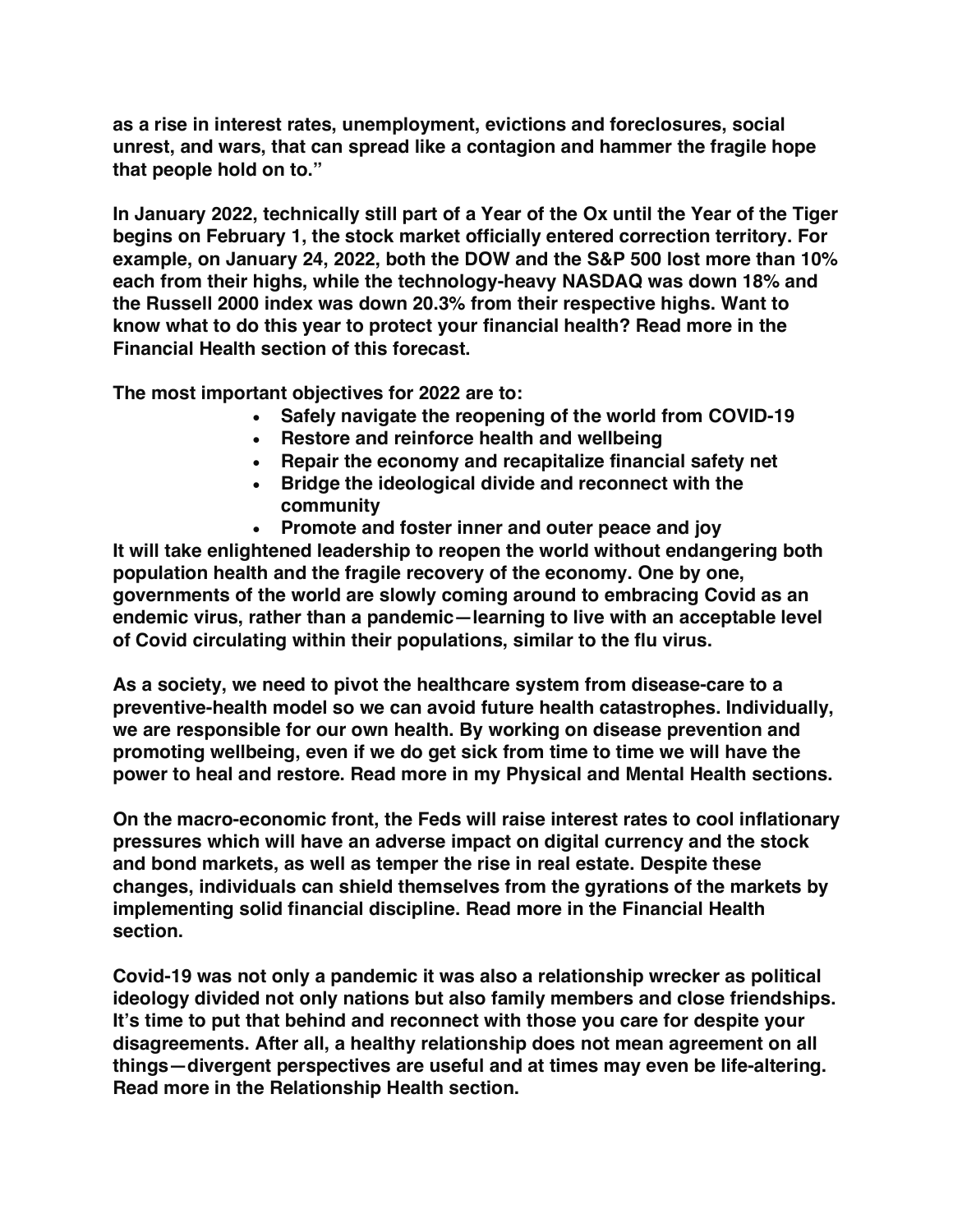**as a rise in interest rates, unemployment, evictions and foreclosures, social unrest, and wars, that can spread like a contagion and hammer the fragile hope that people hold on to."**

**In January 2022, technically still part of a Year of the Ox until the Year of the Tiger begins on February 1, the stock market officially entered correction territory. For example, on January 24, 2022, both the DOW and the S&P 500 lost more than 10% each from their highs, while the technology-heavy NASDAQ was down 18% and the Russell 2000 index was down 20.3% from their respective highs. Want to know what to do this year to protect your financial health? Read more in the Financial Health section of this forecast.**

**The most important objectives for 2022 are to:**

- **Safely navigate the reopening of the world from COVID-19**
- **Restore and reinforce health and wellbeing**
- **Repair the economy and recapitalize financial safety net**
- **Bridge the ideological divide and reconnect with the community**
- **Promote and foster inner and outer peace and joy**

**It will take enlightened leadership to reopen the world without endangering both population health and the fragile recovery of the economy. One by one, governments of the world are slowly coming around to embracing Covid as an endemic virus, rather than a pandemic—learning to live with an acceptable level of Covid circulating within their populations, similar to the flu virus.**

**As a society, we need to pivot the healthcare system from disease-care to a preventive-health model so we can avoid future health catastrophes. Individually, we are responsible for our own health. By working on disease prevention and promoting wellbeing, even if we do get sick from time to time we will have the power to heal and restore. Read more in my Physical and Mental Health sections.**

**On the macro-economic front, the Feds will raise interest rates to cool inflationary pressures which will have an adverse impact on digital currency and the stock and bond markets, as well as temper the rise in real estate. Despite these changes, individuals can shield themselves from the gyrations of the markets by implementing solid financial discipline. Read more in the Financial Health section.**

**Covid-19 was not only a pandemic it was also a relationship wrecker as political ideology divided not only nations but also family members and close friendships. It's time to put that behind and reconnect with those you care for despite your disagreements. After all, a healthy relationship does not mean agreement on all things—divergent perspectives are useful and at times may even be life-altering. Read more in the Relationship Health section.**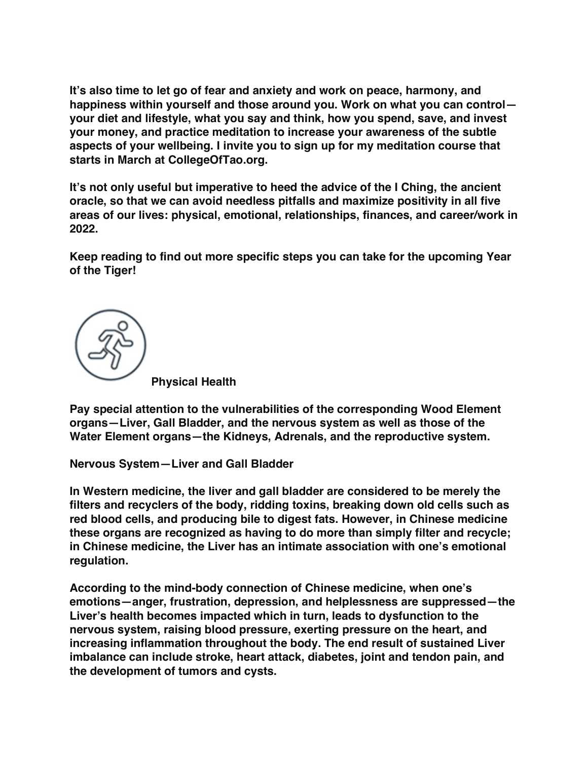**It's also time to let go of fear and anxiety and work on peace, harmony, and happiness within yourself and those around you. Work on what you can control—your diet and lifestyle, what you say and think, how you spend, save, and invest your money, and practice meditation to increase your awareness of the subtle aspects of your wellbeing. I invite you to sign up for my meditation course that starts in March at CollegeOfTao.org.**

**It's not only useful but imperative to heed the advice of the I Ching, the ancient oracle, so that we can avoid needless pitfalls and maximize positivity in all five areas of our lives: physical, emotional, relationships, finances, and career/work in 2022.**

**Keep reading to find out more specific steps you can take for the upcoming Year of the Tiger!**

## Physical Health

**Pay special attention to the vulnerabilities of the corresponding Wood Element organs—Liver, Gall Bladder, and the nervous system as well as those of the Water Element organs—the Kidneys, Adrenals, and the reproductive system.**

### Nervous System—Liver and Gall Bladder

**In Western medicine, the liver and gall bladder are considered to be merely the filters and recyclers of the body, ridding toxins, breaking down old cells such as red blood cells, and producing bile to digest fats. However, in Chinese medicine these organs are recognized as having to do more than simply filter and recycle; in Chinese medicine, the Liver has an intimate association with one's emotional regulation.**

**According to the mind-body connection of Chinese medicine, when one's emotions—anger, frustration, depression, and helplessness are suppressed—the Liver's health becomes impacted which in turn, leads to dysfunction to the nervous system, raising blood pressure, exerting pressure on the heart, and increasing inflammation throughout the body. The end result of sustained Liver imbalance can include stroke, heart attack, diabetes, joint and tendon pain, and the development of tumors and cysts.**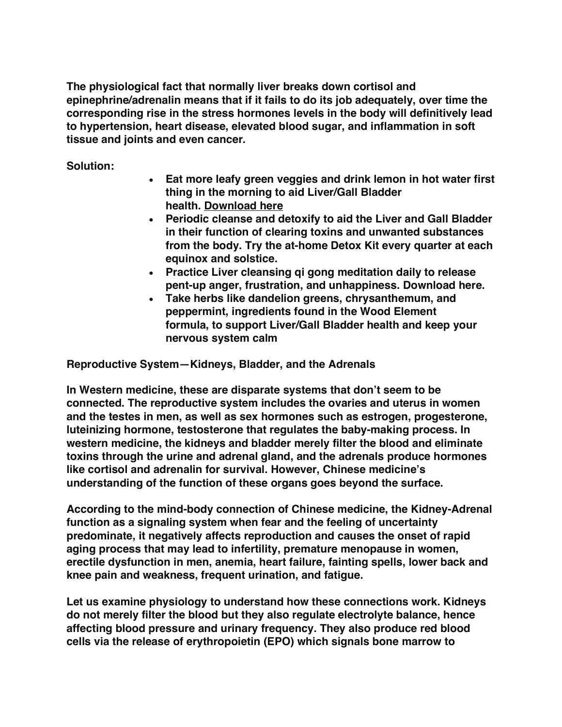**The physiological fact that normally liver breaks down cortisol and epinephrine/adrenalin means that if it fails to do its job adequately, over time the corresponding rise in the stress hormones levels in the body will definitively lead to hypertension, heart disease, elevated blood sugar, and inflammation in soft tissue and joints and even cancer.**

**Solution:**

- **Eat more leafy green veggies and drink lemon in hot water first thing in the morning to aid Liver/Gall Bladder health. Download here**
- **Periodic cleanse and detoxify to aid the Liver and Gall Bladder in their function of clearing toxins and unwanted substances from the body. Try the at-home Detox Kit every quarter at each equinox and solstice.**
- **Practice Liver cleansing qi gong meditation daily to release pent-up anger, frustration, and unhappiness. Download here.**
- **Take herbs like dandelion greens, chrysanthemum, and peppermint, ingredients found in the Wood Element formula, to support Liver/Gall Bladder health and keep your nervous system calm**

**Reproductive System—Kidneys, Bladder, and the Adrenals**

**In Western medicine, these are disparate systems that don't seem to be connected. The reproductive system includes the ovaries and uterus in women and the testes in men, as well as sex hormones such as estrogen, progesterone, luteinizing hormone, testosterone that regulates the baby-making process. In western medicine, the kidneys and bladder merely filter the blood and eliminate toxins through the urine and adrenal gland, and the adrenals produce hormones like cortisol and adrenalin for survival. However, Chinese medicine's understanding of the function of these organs goes beyond the surface.**

**According to the mind-body connection of Chinese medicine, the Kidney-Adrenal function as a signaling system when fear and the feeling of uncertainty predominate, it negatively affects reproduction and causes the onset of rapid aging process that may lead to infertility, premature menopause in women, erectile dysfunction in men, anemia, heart failure, fainting spells, lower back and knee pain and weakness, frequent urination, and fatigue.**

**Let us examine physiology to understand how these connections work. Kidneys do not merely filter the blood but they also regulate electrolyte balance, hence affecting blood pressure and urinary frequency. They also produce red blood cells via the release of erythropoietin (EPO) which signals bone marrow to**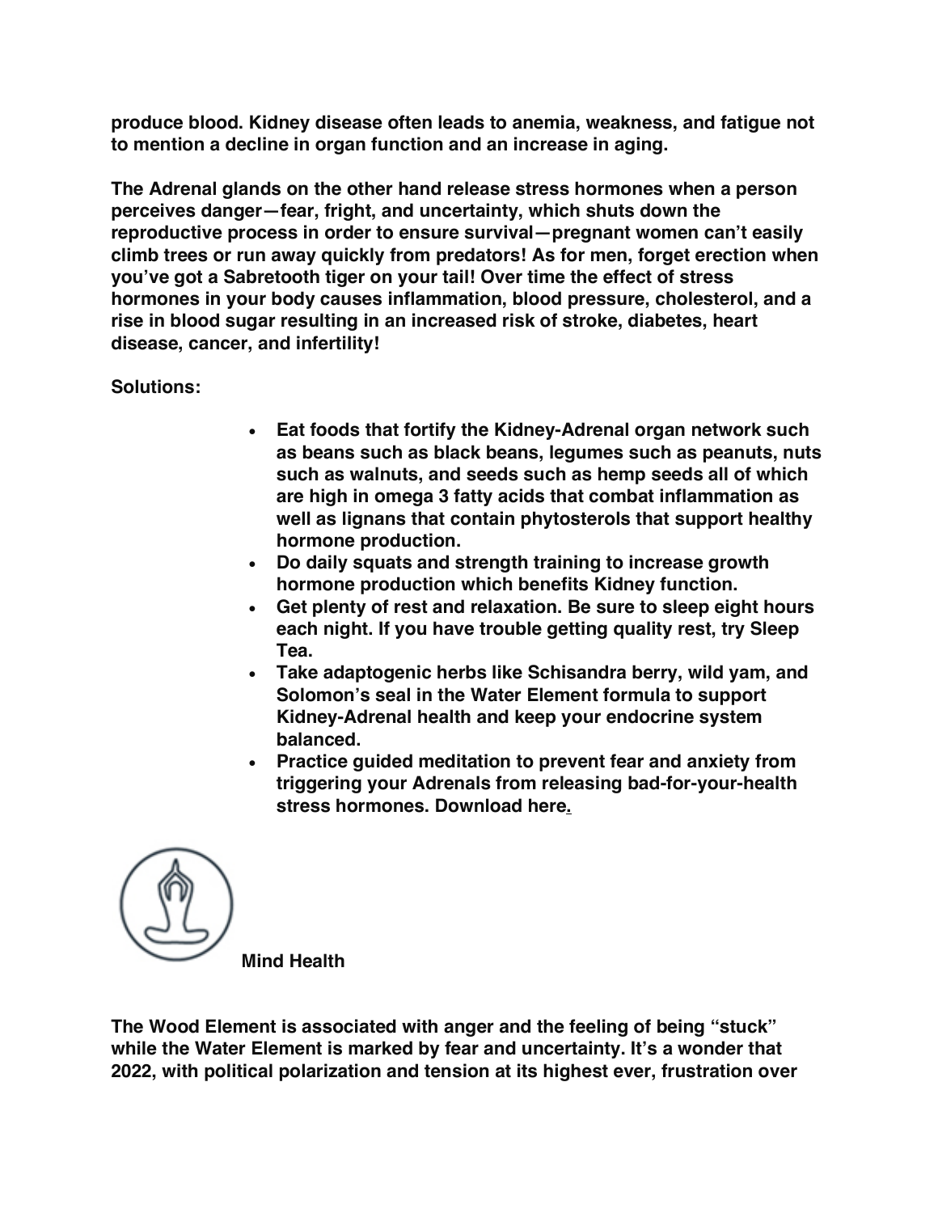**produce blood. Kidney disease often leads to anemia, weakness, and fatigue not to mention a decline in organ function and an increase in aging.**

**The Adrenal glands on the other hand release stress hormones when a person perceives danger—fear, fright, and uncertainty, which shuts down the reproductive process in order to ensure survival—pregnant women can't easily climb trees or run away quickly from predators! As for men, forget erection when you've got a Sabretooth tiger on your tail! Over time the effect of stress hormones in your body causes inflammation, blood pressure, cholesterol, and a rise in blood sugar resulting in an increased risk of stroke, diabetes, heart disease, cancer, and infertility!**

**Solutions:**

- **Eat foods that fortify the Kidney-Adrenal organ network such as beans such as black beans, legumes such as peanuts, nuts such as walnuts, and seeds such as hemp seeds all of which are high in omega 3 fatty acids that combat inflammation as well as lignans that contain phytosterols that support healthy hormone production.**
- **Do daily squats and strength training to increase growth hormone production which benefits Kidney function.**
- **Get plenty of rest and relaxation. Be sure to sleep eight hours each night. If you have trouble getting quality rest, try Sleep Tea.**
- **Take adaptogenic herbs like Schisandra berry, wild yam, and Solomon's seal in the Water Element formula to support Kidney-Adrenal health and keep your endocrine system balanced.**
- **Practice guided meditation to prevent fear and anxiety from triggering your Adrenals from releasing bad-for-your-health stress hormones. Download here.**

## Mind Health

**The Wood Element is associated with anger and the feeling of being "stuck" while the Water Element is marked by fear and uncertainty. It's a wonder that 2022, with political polarization and tension at its highest ever, frustration over**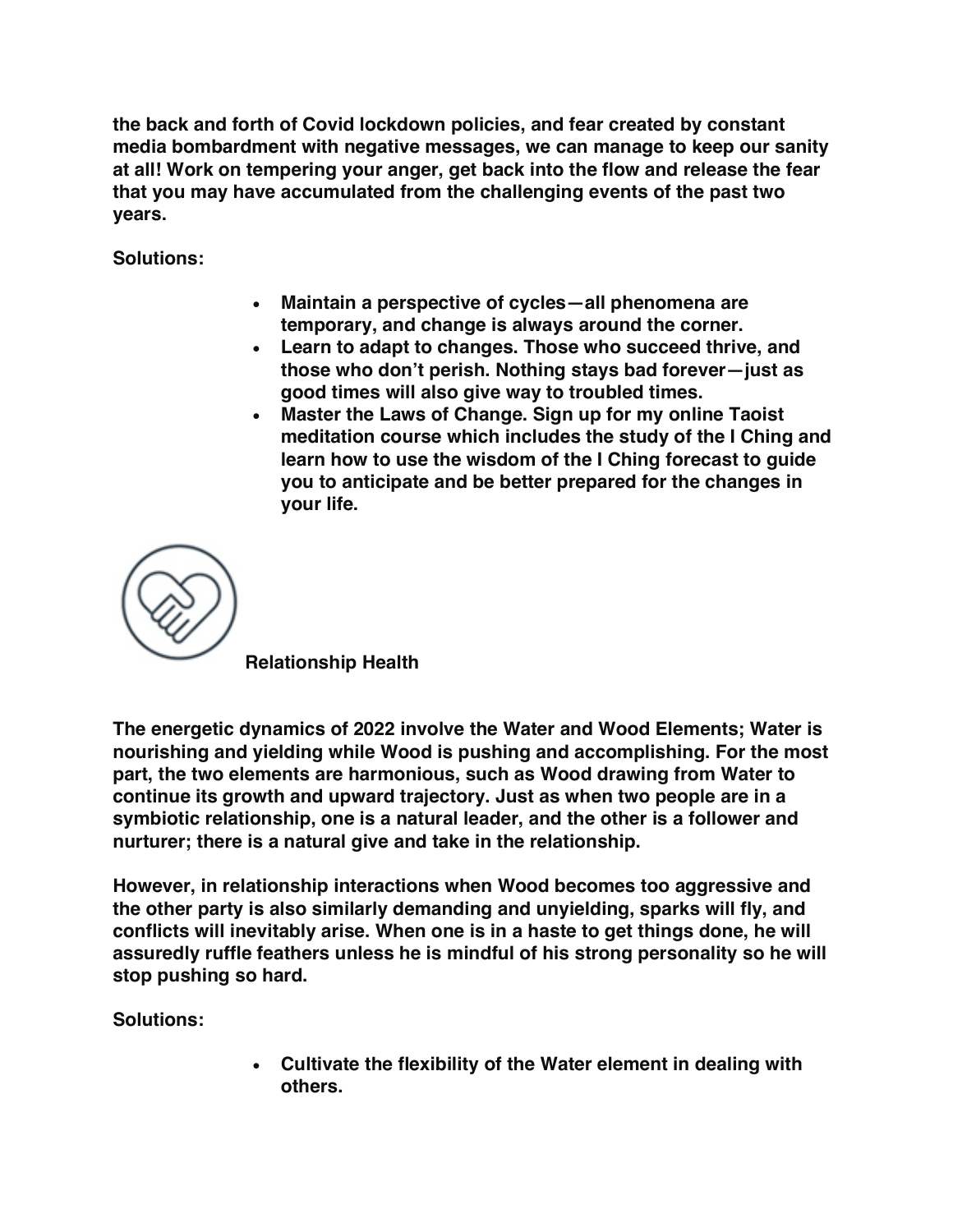**the back and forth of Covid lockdown policies, and fear created by constant media bombardment with negative messages, we can manage to keep our sanity at all! Work on tempering your anger, get back into the flow and release the fear that you may have accumulated from the challenging events of the past two years.**

**Solutions:**

- **Maintain a perspective of cycles—all phenomena are temporary, and change is always around the corner.**
- **Learn to adapt to changes. Those who succeed thrive, and those who don't perish. Nothing stays bad forever—just as good times will also give way to troubled times.**
- **Master the Laws of Change. Sign up for my online Taoist meditation course which includes the study of the I Ching and learn how to use the wisdom of the I Ching forecast to guide you to anticipate and be better prepared for the changes in your life.**

## Relationship Health

**The energetic dynamics of 2022 involve the Water and Wood Elements; Water is nourishing and yielding while Wood is pushing and accomplishing. For the most part, the two elements are harmonious, such as Wood drawing from Water to continue its growth and upward trajectory. Just as when two people are in a symbiotic relationship, one is a natural leader, and the other is a follower and nurturer; there is a natural give and take in the relationship.**

**However, in relationship interactions when Wood becomes too aggressive and the other party is also similarly demanding and unyielding, sparks will fly, and conflicts will inevitably arise. When one is in a haste to get things done, he will assuredly ruffle feathers unless he is mindful of his strong personality so he will stop pushing so hard.**

**Solutions:**

- **Cultivate the flexibility of the Water element in dealing with others.**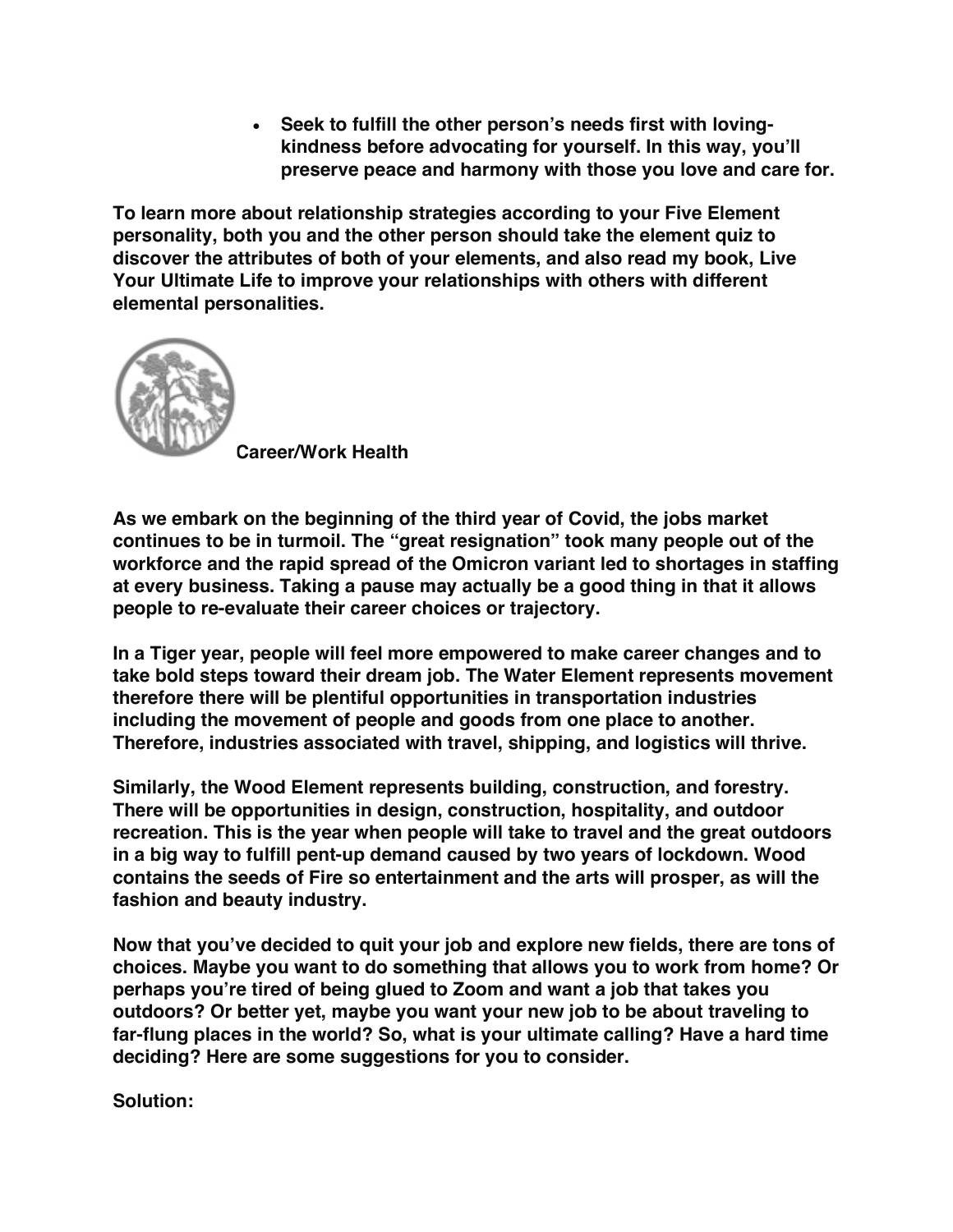- **Seek to fulfill the other person's needs first with loving-kindness before advocating for yourself. In this way, you'll preserve peace and harmony with those you love and care for.**

**To learn more about relationship strategies according to your Five Element personality, both you and the other person should take the element quiz to discover the attributes of both of your elements, and also read my book, Live Your Ultimate Life to improve your relationships with others with different elemental personalities.**

## Career/Work Health

**As we embark on the beginning of the third year of Covid, the jobs market continues to be in turmoil. The "great resignation" took many people out of the workforce and the rapid spread of the Omicron variant led to shortages in staffing at every business. Taking a pause may actually be a good thing in that it allows people to re-evaluate their career choices or trajectory.**

**In a Tiger year, people will feel more empowered to make career changes and to take bold steps toward their dream job. The Water Element represents movement therefore there will be plentiful opportunities in transportation industries including the movement of people and goods from one place to another. Therefore, industries associated with travel, shipping, and logistics will thrive.**

**Similarly, the Wood Element represents building, construction, and forestry. There will be opportunities in design, construction, hospitality, and outdoor recreation. This is the year when people will take to travel and the great outdoors in a big way to fulfill pent-up demand caused by two years of lockdown. Wood contains the seeds of Fire so entertainment and the arts will prosper, as will the fashion and beauty industry.**

**Now that you've decided to quit your job and explore new fields, there are tons of choices. Maybe you want to do something that allows you to work from home? Or perhaps you're tired of being glued to Zoom and want a job that takes you outdoors? Or better yet, maybe you want your new job to be about traveling to far-flung places in the world? So, what is your ultimate calling? Have a hard time deciding? Here are some suggestions for you to consider.**

**Solution:**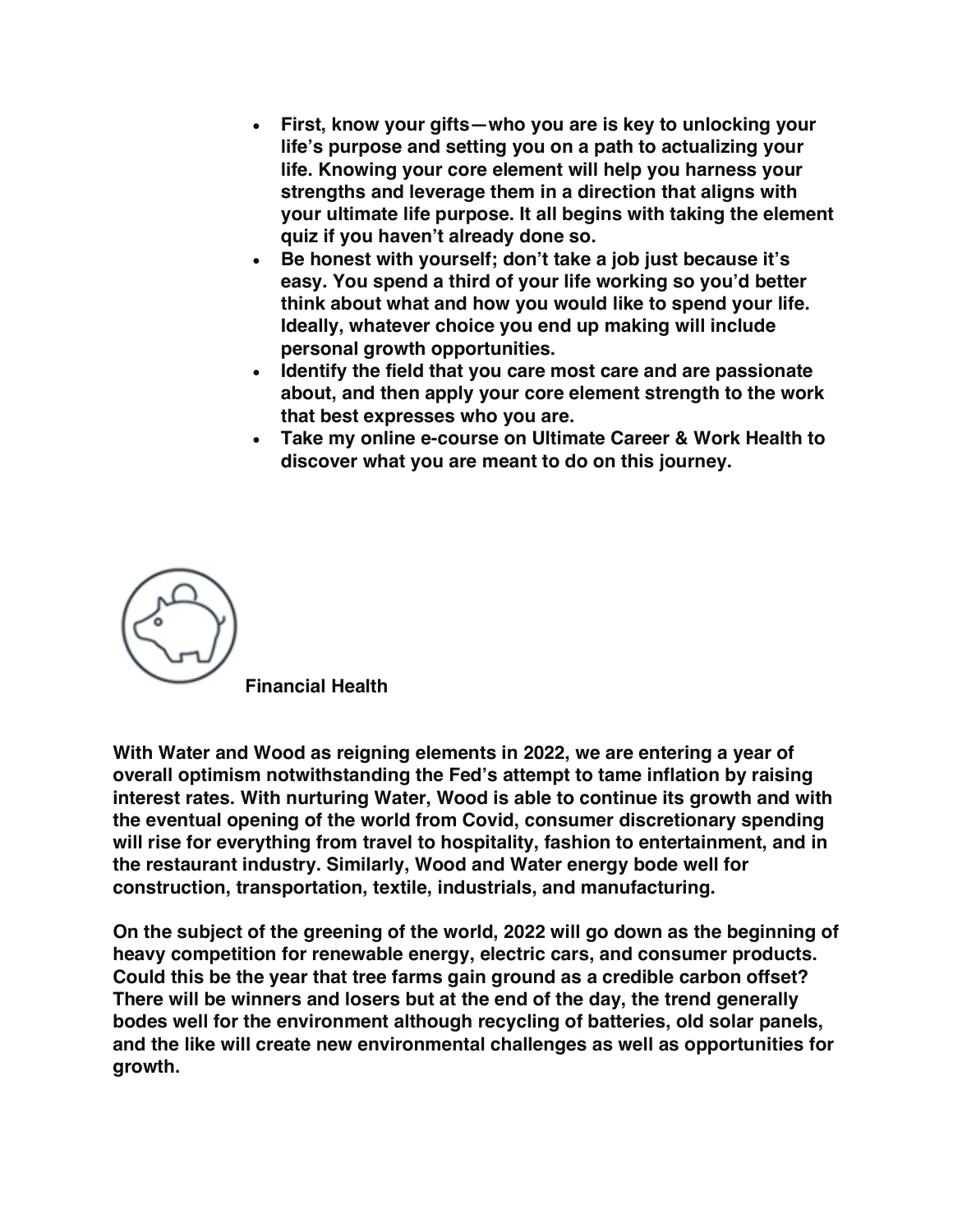- **First, know your gifts—who you are is key to unlocking your life's purpose and setting you on a path to actualizing your life. Knowing your core element will help you harness your strengths and leverage them in a direction that aligns with your ultimate life purpose. It all begins with taking the element quiz if you haven't already done so.**
- **Be honest with yourself; don't take a job just because it's easy. You spend a third of your life working so you'd better think about what and how you would like to spend your life. Ideally, whatever choice you end up making will include personal growth opportunities.**
- **Identify the field that you care most care and are passionate about, and then apply your core element strength to the work that best expresses who you are.**
- **Take my online e-course on Ultimate Career & Work Health to discover what you are meant to do on this journey.**

## Financial Health

**With Water and Wood as reigning elements in 2022, we are entering a year of overall optimism notwithstanding the Fed's attempt to tame inflation by raising interest rates. With nurturing Water, Wood is able to continue its growth and with the eventual opening of the world from Covid, consumer discretionary spending will rise for everything from travel to hospitality, fashion to entertainment, and in the restaurant industry. Similarly, Wood and Water energy bode well for construction, transportation, textile, industrials, and manufacturing.**

**On the subject of the greening of the world, 2022 will go down as the beginning of heavy competition for renewable energy, electric cars, and consumer products. Could this be the year that tree farms gain ground as a credible carbon offset? There will be winners and losers but at the end of the day, the trend generally bodes well for the environment although recycling of batteries, old solar panels, and the like will create new environmental challenges as well as opportunities for growth.**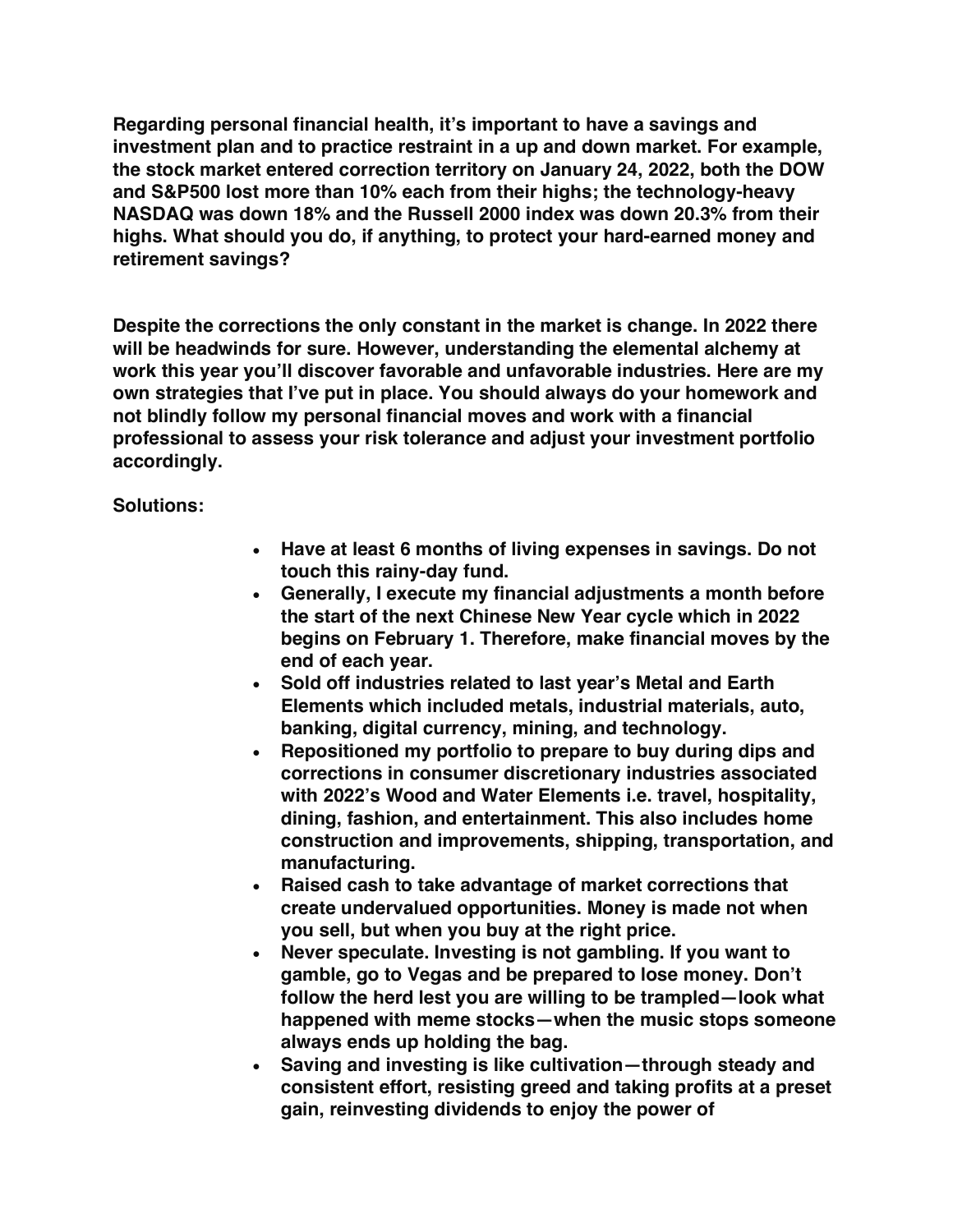**Regarding personal financial health, it's important to have a savings and investment plan and to practice restraint in a up and down market. For example, the stock market entered correction territory on January 24, 2022, both the DOW and S&P500 lost more than 10% each from their highs; the technology-heavy NASDAQ was down 18% and the Russell 2000 index was down 20.3% from their highs. What should you do, if anything, to protect your hard-earned money and retirement savings?**

**Despite the corrections the only constant in the market is change. In 2022 there will be headwinds for sure. However, understanding the elemental alchemy at work this year you'll discover favorable and unfavorable industries. Here are my own strategies that I've put in place. You should always do your homework and not blindly follow my personal financial moves and work with a financial professional to assess your risk tolerance and adjust your investment portfolio accordingly.**

**Solutions:**

- **Have at least 6 months of living expenses in savings. Do not touch this rainy-day fund.**
- **Generally, I execute my financial adjustments a month before the start of the next Chinese New Year cycle which in 2022 begins on February 1. Therefore, make financial moves by the end of each year.**
- **Sold off industries related to last year's Metal and Earth Elements which included metals, industrial materials, auto, banking, digital currency, mining, and technology.**
- **Repositioned my portfolio to prepare to buy during dips and corrections in consumer discretionary industries associated with 2022's Wood and Water Elements i.e. travel, hospitality, dining, fashion, and entertainment. This also includes home construction and improvements, shipping, transportation, and manufacturing.**
- **Raised cash to take advantage of market corrections that create undervalued opportunities. Money is made not when you sell, but when you buy at the right price.**
- **Never speculate. Investing is not gambling. If you want to gamble, go to Vegas and be prepared to lose money. Don't follow the herd lest you are willing to be trampled—look what happened with meme stocks—when the music stops someone always ends up holding the bag.**
- **Saving and investing is like cultivation—through steady and consistent effort, resisting greed and taking profits at a preset gain, reinvesting dividends to enjoy the power of**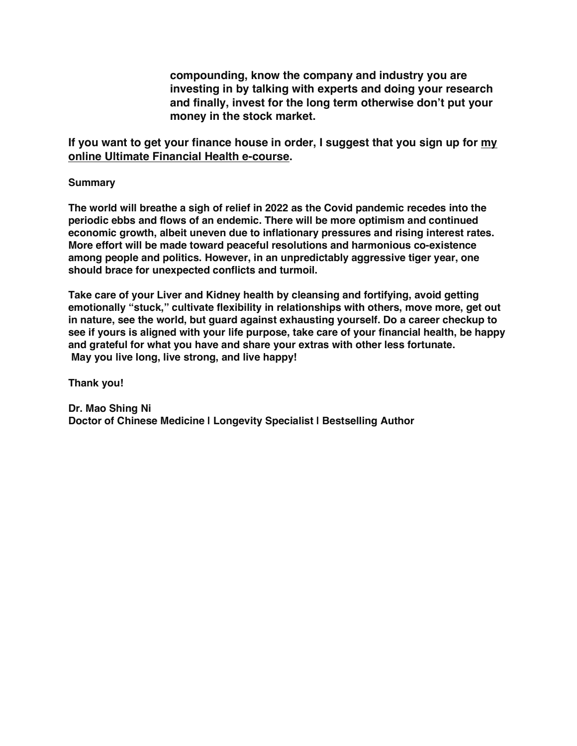**compounding, know the company and industry you are investing in by talking with experts and doing your research and finally, invest for the long term otherwise don't put your money in the stock market.**

**If you want to get your finance house in order, I suggest that you sign up for my online Ultimate Financial Health e-course.**

**Summary**

**The world will breathe a sigh of relief in 2022 as the Covid pandemic recedes into the periodic ebbs and flows of an endemic. There will be more optimism and continued economic growth, albeit uneven due to inflationary pressures and rising interest rates. More effort will be made toward peaceful resolutions and harmonious co-existence among people and politics. However, in an unpredictably aggressive tiger year, one should brace for unexpected conflicts and turmoil.**

**Take care of your Liver and Kidney health by cleansing and fortifying, avoid getting emotionally "stuck," cultivate flexibility in relationships with others, move more, get out in nature, see the world, but guard against exhausting yourself. Do a career checkup to see if yours is aligned with your life purpose, take care of your financial health, be happy and grateful for what you have and share your extras with other less fortunate.**
**May you live long, live strong, and live happy!**

**Thank you!**

**Dr. Mao Shing Ni**
**Doctor of Chinese Medicine l Longevity Specialist l Bestselling Author**